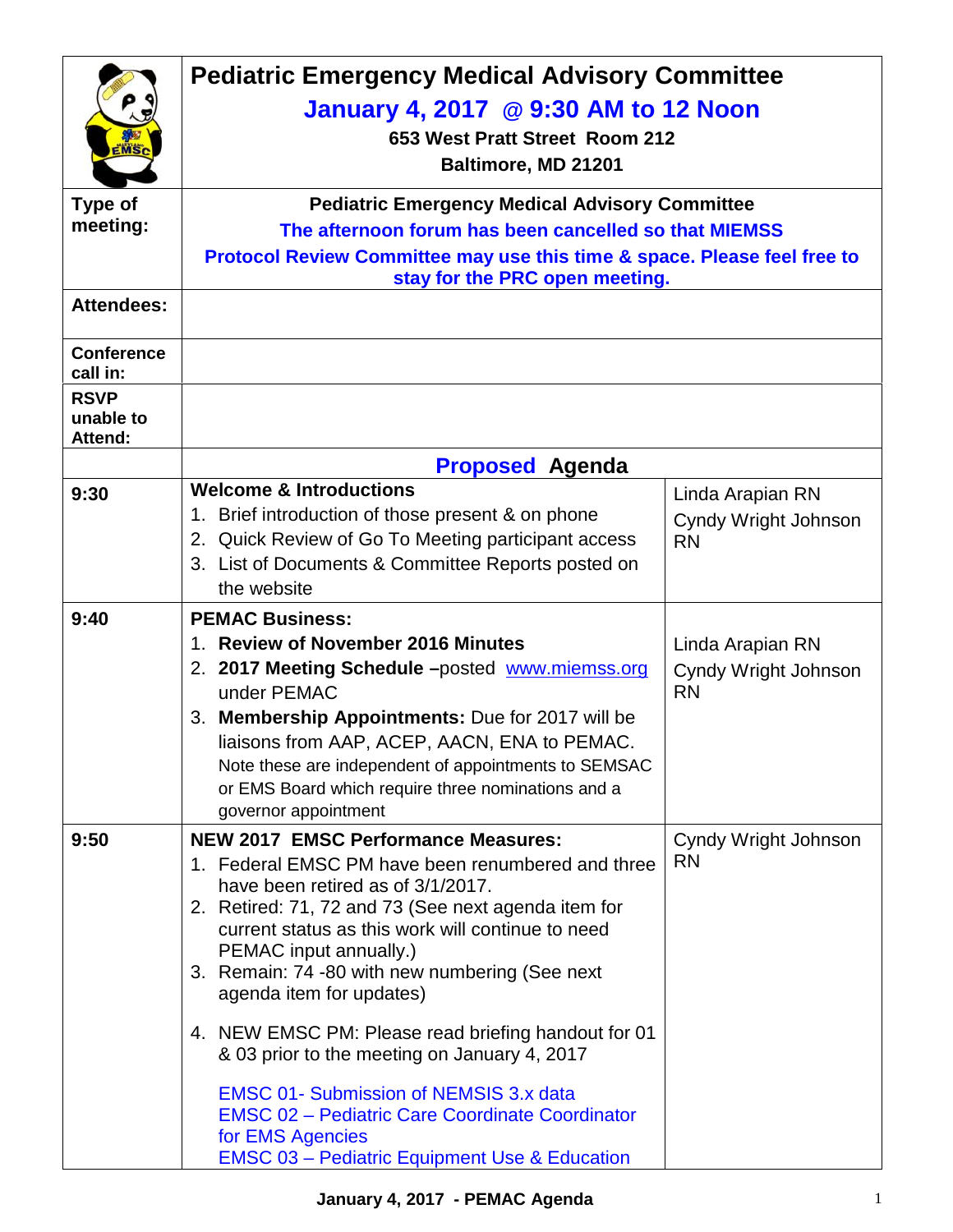# Pediatric Emergency Medical Advisory Committee

## January 4, 2017 @ 9:30 AM to 12 Noon

**653 West Pratt Street Room 212**
**Baltimore, MD 21201**

| | |
|---|---|
| **Type of meeting:** | **Pediatric Emergency Medical Advisory Committee**<br>**The afternoon forum has been cancelled so that MIEMSS Protocol Review Committee may use this time & space. Please feel free to stay for the PRC open meeting.** |
| **Attendees:** | |
| **Conference call in:** | |
| **RSVP unable to Attend:** | |

## Proposed Agenda

| Time | Item | Presenter |
|---|---|---|
| **9:30** | **Welcome & Introductions**<br>1. Brief introduction of those present & on phone<br>2. Quick Review of Go To Meeting participant access<br>3. List of Documents & Committee Reports posted on the website | Linda Arapian RN<br>Cyndy Wright Johnson RN |
| **9:40** | **PEMAC Business:**<br>1. **Review of November 2016 Minutes**<br>2. **2017 Meeting Schedule** –posted www.miemss.org under PEMAC<br>3. **Membership Appointments:** Due for 2017 will be liaisons from AAP, ACEP, AACN, ENA to PEMAC. Note these are independent of appointments to SEMSAC or EMS Board which require three nominations and a governor appointment | Linda Arapian RN<br>Cyndy Wright Johnson RN |
| **9:50** | **NEW 2017 EMSC Performance Measures:**<br>1. Federal EMSC PM have been renumbered and three have been retired as of 3/1/2017.<br>2. Retired: 71, 72 and 73 (See next agenda item for current status as this work will continue to need PEMAC input annually.)<br>3. Remain: 74 -80 with new numbering (See next agenda item for updates)<br>4. NEW EMSC PM: Please read briefing handout for 01 & 03 prior to the meeting on January 4, 2017<br><br>EMSC 01- Submission of NEMSIS 3.x data<br>EMSC 02 – Pediatric Care Coordinate Coordinator for EMS Agencies<br>EMSC 03 – Pediatric Equipment Use & Education | Cyndy Wright Johnson RN |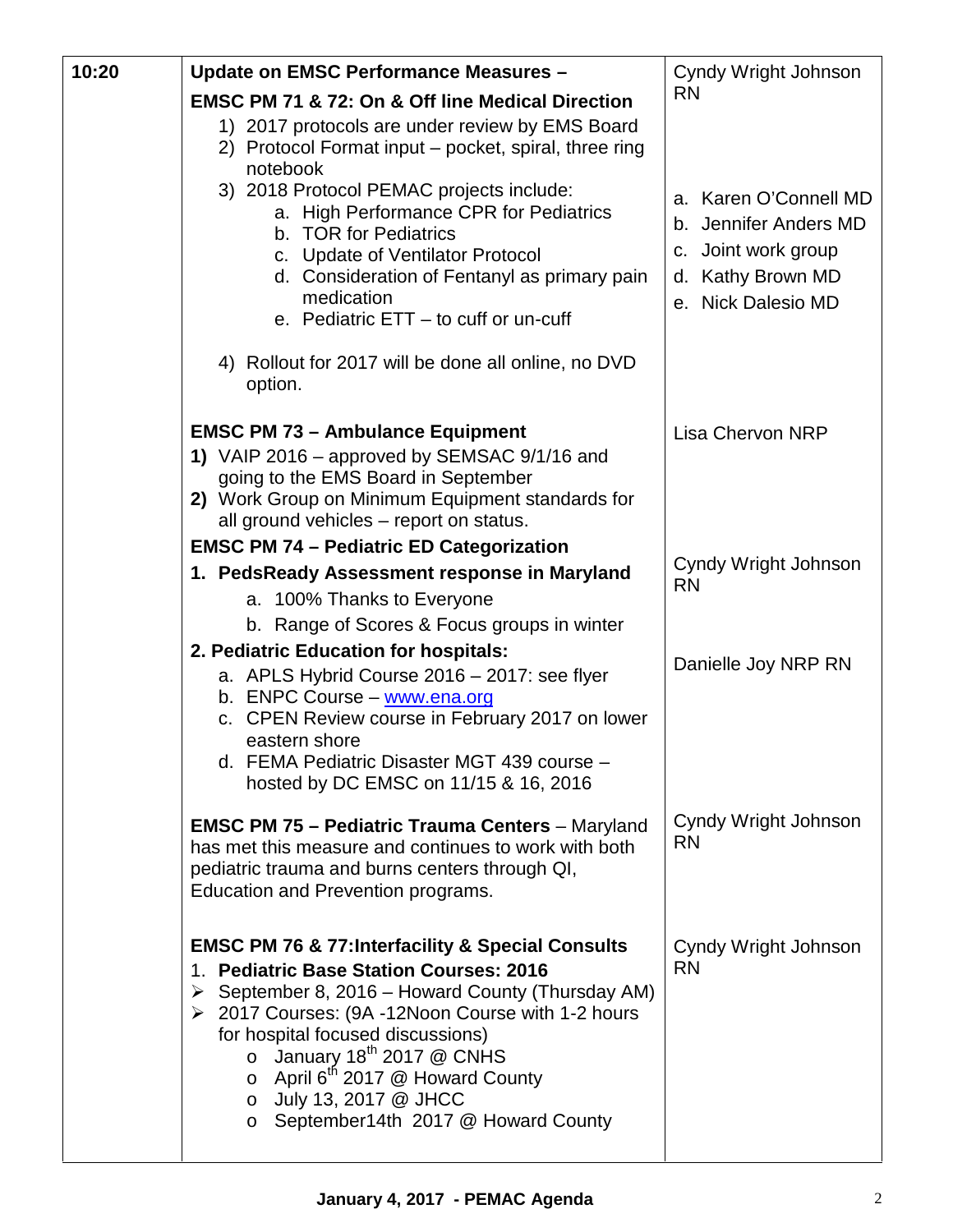| 10:20 | Update on EMSC Performance Measures – | |
|---|---|---|
| | **EMSC PM 71 & 72: On & Off line Medical Direction**<br>1) 2017 protocols are under review by EMS Board<br>2) Protocol Format input – pocket, spiral, three ring notebook<br>3) 2018 Protocol PEMAC projects include:<br>a. High Performance CPR for Pediatrics<br>b. TOR for Pediatrics<br>c. Update of Ventilator Protocol<br>d. Consideration of Fentanyl as primary pain medication<br>e. Pediatric ETT – to cuff or un-cuff<br>4) Rollout for 2017 will be done all online, no DVD option. | Cyndy Wright Johnson RN<br>a. Karen O'Connell MD<br>b. Jennifer Anders MD<br>c. Joint work group<br>d. Kathy Brown MD<br>e. Nick Dalesio MD |
| | **EMSC PM 73 – Ambulance Equipment**<br>**1)** VAIP 2016 – approved by SEMSAC 9/1/16 and going to the EMS Board in September<br>**2)** Work Group on Minimum Equipment standards for all ground vehicles – report on status. | Lisa Chervon NRP |
| | **EMSC PM 74 – Pediatric ED Categorization**<br>**1. PedsReady Assessment response in Maryland**<br>a. 100% Thanks to Everyone<br>b. Range of Scores & Focus groups in winter | Cyndy Wright Johnson RN |
| | **2. Pediatric Education for hospitals:**<br>a. APLS Hybrid Course 2016 – 2017: see flyer<br>b. ENPC Course – www.ena.org<br>c. CPEN Review course in February 2017 on lower eastern shore<br>d. FEMA Pediatric Disaster MGT 439 course – hosted by DC EMSC on 11/15 & 16, 2016 | Danielle Joy NRP RN |
| | **EMSC PM 75 – Pediatric Trauma Centers** – Maryland has met this measure and continues to work with both pediatric trauma and burns centers through QI, Education and Prevention programs. | Cyndy Wright Johnson RN |
| | **EMSC PM 76 & 77:Interfacility & Special Consults**<br>1. **Pediatric Base Station Courses: 2016**<br>➢ September 8, 2016 – Howard County (Thursday AM)<br>➢ 2017 Courses: (9A -12Noon Course with 1-2 hours for hospital focused discussions)<br>o January 18th 2017 @ CNHS<br>o April 6th 2017 @ Howard County<br>o July 13, 2017 @ JHCC<br>o September14th 2017 @ Howard County | Cyndy Wright Johnson RN |

**January 4, 2017 - PEMAC Agenda**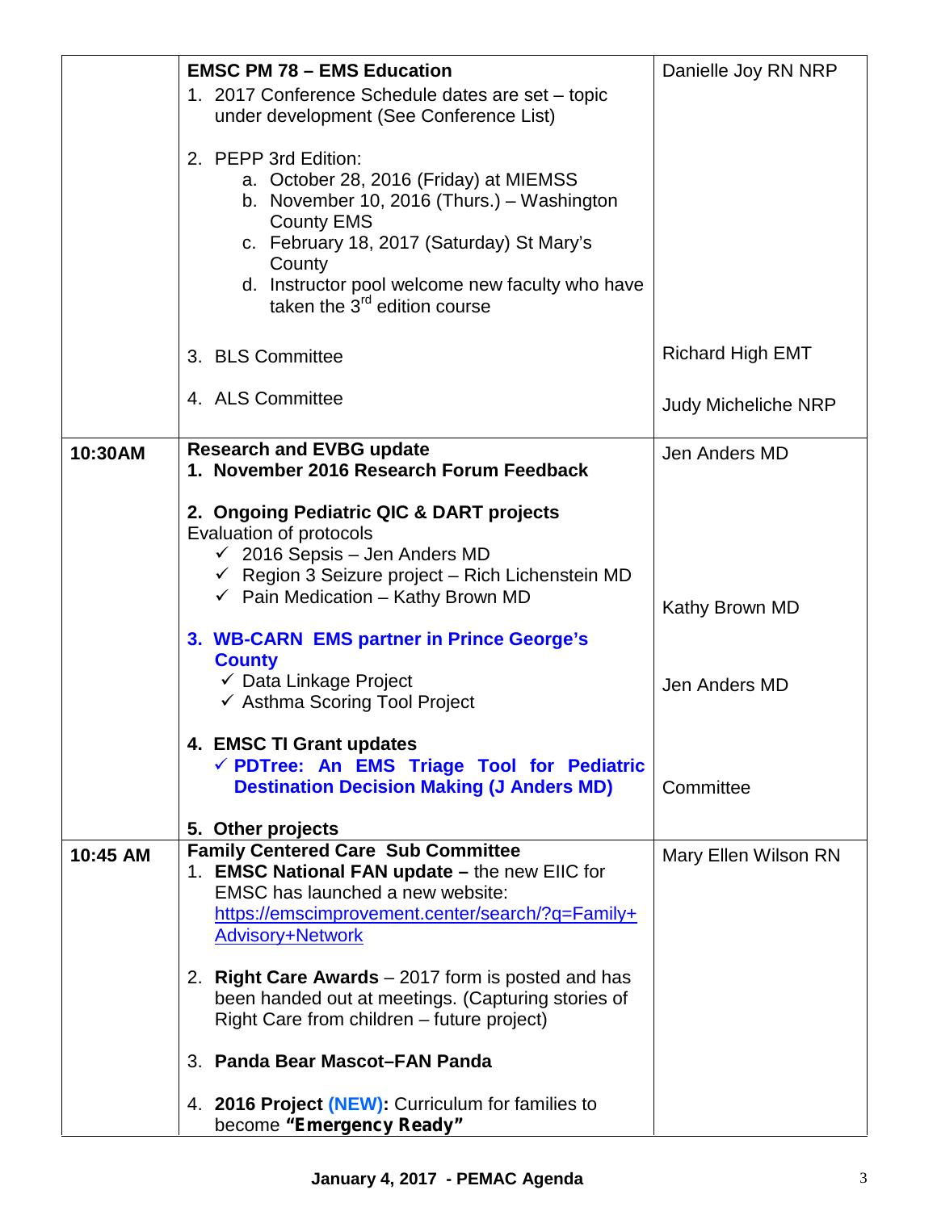| | | |
|---|---|---|
| | **EMSC PM 78 – EMS Education**<br>1. 2017 Conference Schedule dates are set – topic under development (See Conference List)<br><br>2. PEPP 3rd Edition:<br>&nbsp;&nbsp;&nbsp;a. October 28, 2016 (Friday) at MIEMSS<br>&nbsp;&nbsp;&nbsp;b. November 10, 2016 (Thurs.) – Washington County EMS<br>&nbsp;&nbsp;&nbsp;c. February 18, 2017 (Saturday) St Mary's County<br>&nbsp;&nbsp;&nbsp;d. Instructor pool welcome new faculty who have taken the 3rd edition course<br><br>3. BLS Committee<br><br>4. ALS Committee | Danielle Joy RN NRP<br><br><br><br><br><br><br><br><br><br><br>Richard High EMT<br><br>Judy Micheliche NRP |
| **10:30AM** | **Research and EVBG update**<br>**1. November 2016 Research Forum Feedback**<br><br>**2. Ongoing Pediatric QIC & DART projects**<br>Evaluation of protocols<br>✓ 2016 Sepsis – Jen Anders MD<br>✓ Region 3 Seizure project – Rich Lichenstein MD<br>✓ Pain Medication – Kathy Brown MD<br><br>**3. WB-CARN EMS partner in Prince George's County**<br>✓ Data Linkage Project<br>✓ Asthma Scoring Tool Project<br><br>**4. EMSC TI Grant updates**<br>✓ **PDTree: An EMS Triage Tool for Pediatric Destination Decision Making (J Anders MD)**<br><br>**5. Other projects** | Jen Anders MD<br><br><br><br><br><br>Kathy Brown MD<br><br><br>Jen Anders MD<br><br><br><br>Committee |
| **10:45 AM** | **Family Centered Care Sub Committee**<br>1. **EMSC National FAN update –** the new EIIC for EMSC has launched a new website: [https://emscimprovement.center/search/?q=Family+Advisory+Network](https://emscimprovement.center/search/?q=Family+Advisory+Network)<br><br>2. **Right Care Awards** – 2017 form is posted and has been handed out at meetings. (Capturing stories of Right Care from children – future project)<br><br>3. **Panda Bear Mascot–FAN Panda**<br><br>4. **2016 Project (NEW):** Curriculum for families to become **"Emergency Ready"** | Mary Ellen Wilson RN |

January 4, 2017 - PEMAC Agenda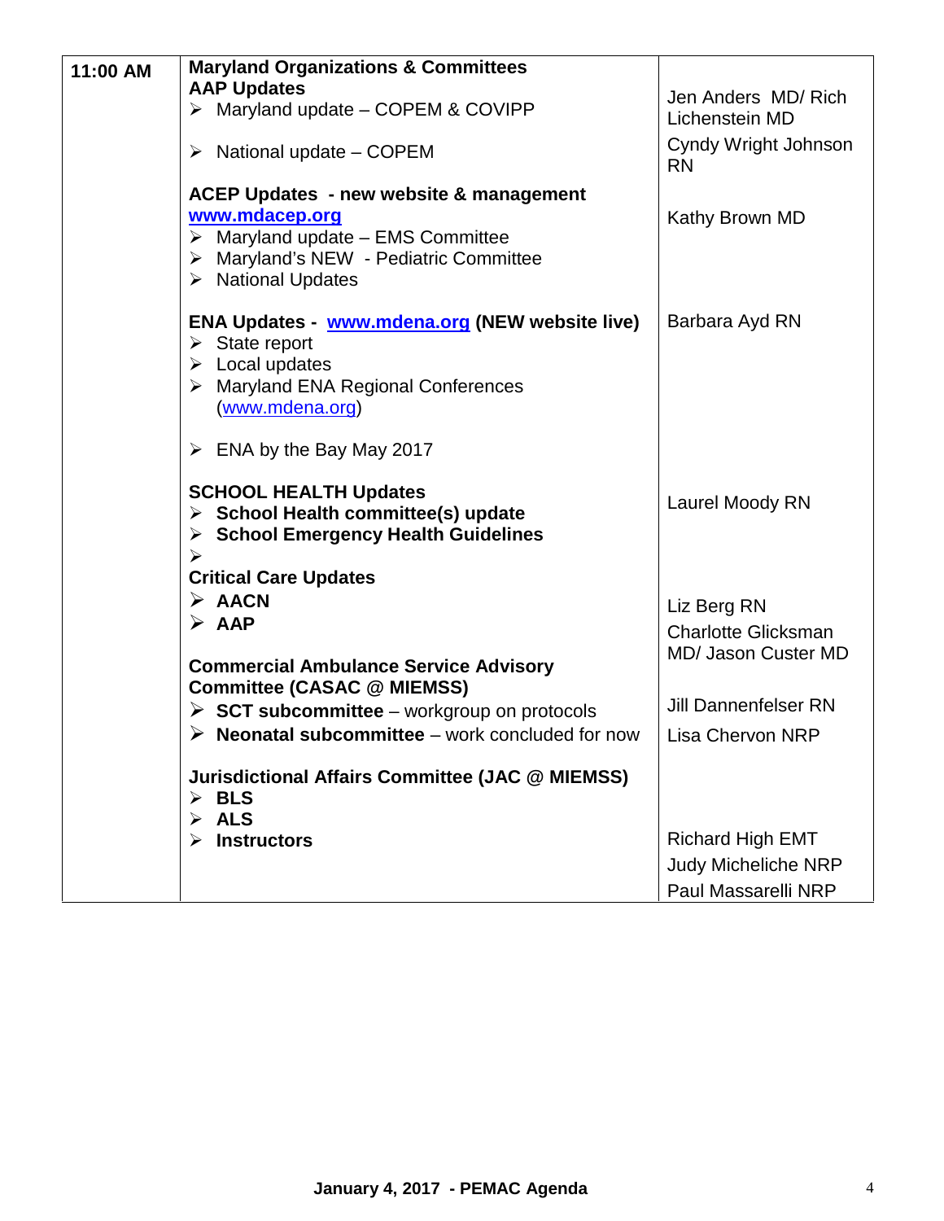| | | |
|---|---|---|
| **11:00 AM** | **Maryland Organizations & Committees** <br> **AAP Updates** <br> ➢ Maryland update – COPEM & COVIPP <br> ➢ National update – COPEM | Jen Anders MD/ Rich Lichenstein MD <br> Cyndy Wright Johnson RN |
| | **ACEP Updates - new website & management** <br> **[www.mdacep.org](http://www.mdacep.org)** <br> ➢ Maryland update – EMS Committee <br> ➢ Maryland's NEW - Pediatric Committee <br> ➢ National Updates | Kathy Brown MD |
| | **ENA Updates - [www.mdena.org](http://www.mdena.org) (NEW website live)** <br> ➢ State report <br> ➢ Local updates <br> ➢ Maryland ENA Regional Conferences ([www.mdena.org](http://www.mdena.org)) <br> ➢ ENA by the Bay May 2017 | Barbara Ayd RN |
| | **SCHOOL HEALTH Updates** <br> ➢ **School Health committee(s) update** <br> ➢ **School Emergency Health Guidelines** <br> ➢ | Laurel Moody RN |
| | **Critical Care Updates** <br> ➢ **AACN** <br> ➢ **AAP** | Liz Berg RN <br> Charlotte Glicksman MD/ Jason Custer MD |
| | **Commercial Ambulance Service Advisory Committee (CASAC @ MIEMSS)** <br> ➢ **SCT subcommittee** – workgroup on protocols <br> ➢ **Neonatal subcommittee** – work concluded for now | Jill Dannenfelser RN <br> Lisa Chervon NRP |
| | **Jurisdictional Affairs Committee (JAC @ MIEMSS)** <br> ➢ **BLS** <br> ➢ **ALS** <br> ➢ **Instructors** | Richard High EMT <br> Judy Micheliche NRP <br> Paul Massarelli NRP |

**January 4, 2017 - PEMAC Agenda**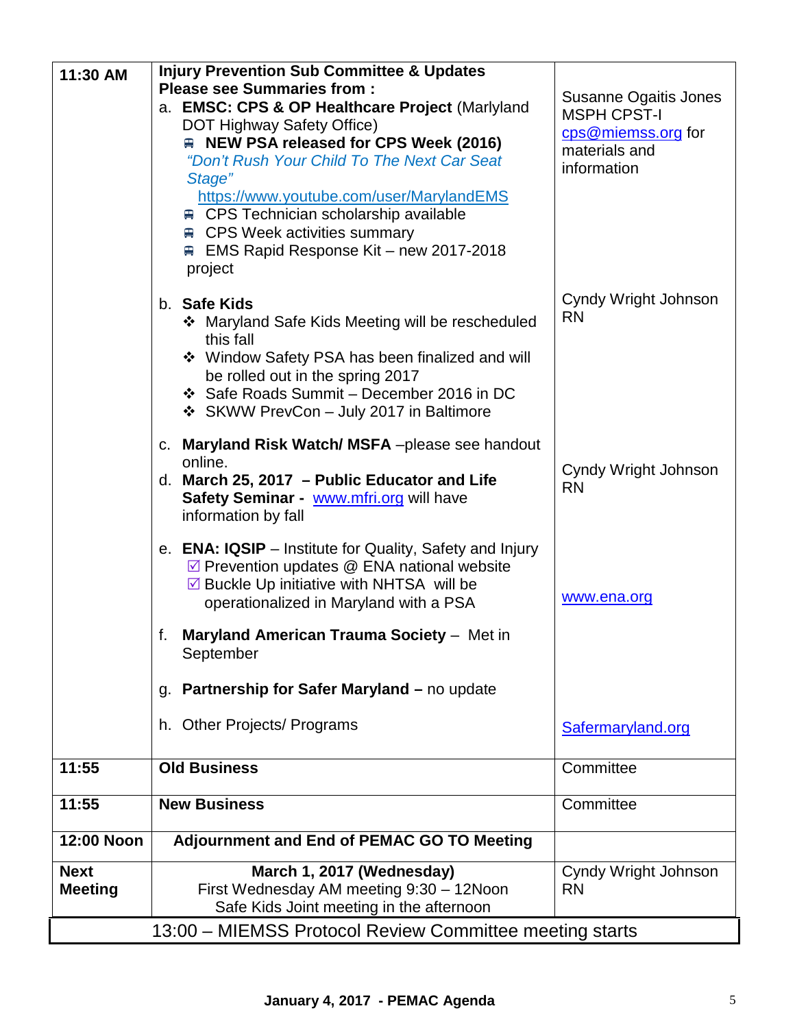| | | |
|---|---|---|
| **11:30 AM** | **Injury Prevention Sub Committee & Updates**<br>**Please see Summaries from :**<br>a. **EMSC: CPS & OP Healthcare Project** (Marlyland DOT Highway Safety Office)<br>- **NEW PSA released for CPS Week (2016)** *"Don't Rush Your Child To The Next Car Seat Stage"* https://www.youtube.com/user/MarylandEMS<br>- CPS Technician scholarship available<br>- CPS Week activities summary<br>- EMS Rapid Response Kit – new 2017-2018 project | Susanne Ogaitis Jones MSPH CPST-I cps@miemss.org for materials and information |
| | b. **Safe Kids**<br>- Maryland Safe Kids Meeting will be rescheduled this fall<br>- Window Safety PSA has been finalized and will be rolled out in the spring 2017<br>- Safe Roads Summit – December 2016 in DC<br>- SKWW PrevCon – July 2017 in Baltimore | Cyndy Wright Johnson RN |
| | c. **Maryland Risk Watch/ MSFA** –please see handout online.<br>d. **March 25, 2017 – Public Educator and Life Safety Seminar -** www.mfri.org will have information by fall | Cyndy Wright Johnson RN |
| | e. **ENA: IQSIP** – Institute for Quality, Safety and Injury<br>☑ Prevention updates @ ENA national website<br>☑ Buckle Up initiative with NHTSA will be operationalized in Maryland with a PSA | www.ena.org |
| | f. **Maryland American Trauma Society** – Met in September | |
| | g. **Partnership for Safer Maryland –** no update | |
| | h. Other Projects/ Programs | Safermaryland.org |
| **11:55** | **Old Business** | Committee |
| **11:55** | **New Business** | Committee |
| **12:00 Noon** | **Adjournment and End of PEMAC GO TO Meeting** | |
| **Next Meeting** | **March 1, 2017 (Wednesday)**<br>First Wednesday AM meeting 9:30 – 12Noon<br>Safe Kids Joint meeting in the afternoon | Cyndy Wright Johnson RN |

13:00 – MIEMSS Protocol Review Committee meeting starts